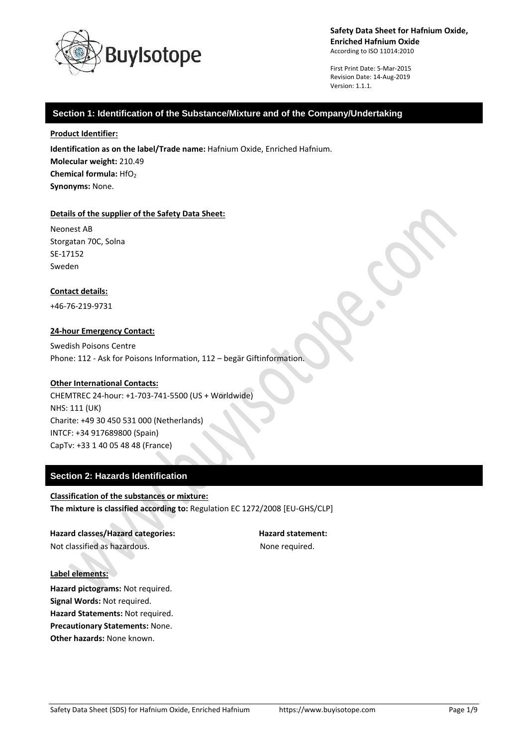**Safety Data Sheet for Hafnium Oxide, Enriched Hafnium Oxide**
According to ISO 11014:2010

First Print Date: 5-Mar-2015
Revision Date: 14-Aug-2019
Version: 1.1.1.

## Section 1: Identification of the Substance/Mixture and of the Company/Undertaking

**Product Identifier:**

**Identification as on the label/Trade name:** Hafnium Oxide, Enriched Hafnium.
**Molecular weight:** 210.49
**Chemical formula:** $HfO_2$
**Synonyms:** None.

**Details of the supplier of the Safety Data Sheet:**

Neonest AB
Storgatan 70C, Solna
SE-17152
Sweden

**Contact details:**

+46-76-219-9731

**24-hour Emergency Contact:**

Swedish Poisons Centre
Phone: 112 - Ask for Poisons Information, 112 – begär Giftinformation.

**Other International Contacts:**

CHEMTREC 24-hour: +1-703-741-5500 (US + Worldwide)
NHS: 111 (UK)
Charite: +49 30 450 531 000 (Netherlands)
INTCF: +34 917689800 (Spain)
CapTv: +33 1 40 05 48 48 (France)

## Section 2: Hazards Identification

**Classification of the substances or mixture:**
**The mixture is classified according to:** Regulation EC 1272/2008 [EU-GHS/CLP]

| Hazard classes/Hazard categories: | Hazard statement: |
| --- | --- |
| Not classified as hazardous. | None required. |

**Label elements:**

**Hazard pictograms:** Not required.
**Signal Words:** Not required.
**Hazard Statements:** Not required.
**Precautionary Statements:** None.
**Other hazards:** None known.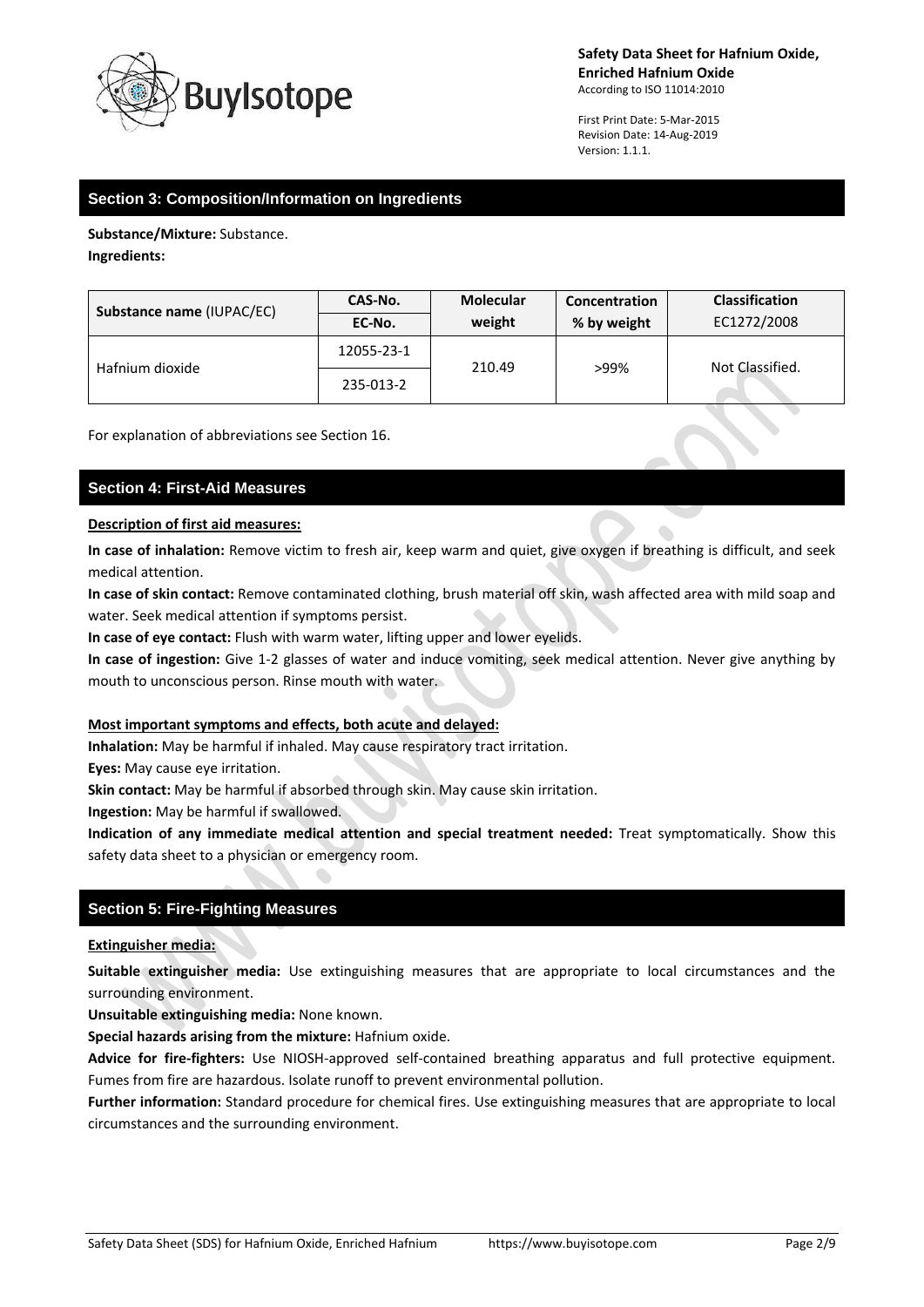## Section 3: Composition/Information on Ingredients

**Substance/Mixture:** Substance.

**Ingredients:**

| Substance name (IUPAC/EC) | CAS-No. / EC-No. | Molecular weight | Concentration % by weight | Classification EC1272/2008 |
|---|---|---|---|---|
| Hafnium dioxide | 12055-23-1 / 235-013-2 | 210.49 | >99% | Not Classified. |

For explanation of abbreviations see Section 16.

## Section 4: First-Aid Measures

**Description of first aid measures:**

**In case of inhalation:** Remove victim to fresh air, keep warm and quiet, give oxygen if breathing is difficult, and seek medical attention.

**In case of skin contact:** Remove contaminated clothing, brush material off skin, wash affected area with mild soap and water. Seek medical attention if symptoms persist.

**In case of eye contact:** Flush with warm water, lifting upper and lower eyelids.

**In case of ingestion:** Give 1-2 glasses of water and induce vomiting, seek medical attention. Never give anything by mouth to unconscious person. Rinse mouth with water.

**Most important symptoms and effects, both acute and delayed:**

**Inhalation:** May be harmful if inhaled. May cause respiratory tract irritation.

**Eyes:** May cause eye irritation.

**Skin contact:** May be harmful if absorbed through skin. May cause skin irritation.

**Ingestion:** May be harmful if swallowed.

**Indication of any immediate medical attention and special treatment needed:** Treat symptomatically. Show this safety data sheet to a physician or emergency room.

## Section 5: Fire-Fighting Measures

**Extinguisher media:**

**Suitable extinguisher media:** Use extinguishing measures that are appropriate to local circumstances and the surrounding environment.

**Unsuitable extinguishing media:** None known.

**Special hazards arising from the mixture:** Hafnium oxide.

**Advice for fire-fighters:** Use NIOSH-approved self-contained breathing apparatus and full protective equipment. Fumes from fire are hazardous. Isolate runoff to prevent environmental pollution.

**Further information:** Standard procedure for chemical fires. Use extinguishing measures that are appropriate to local circumstances and the surrounding environment.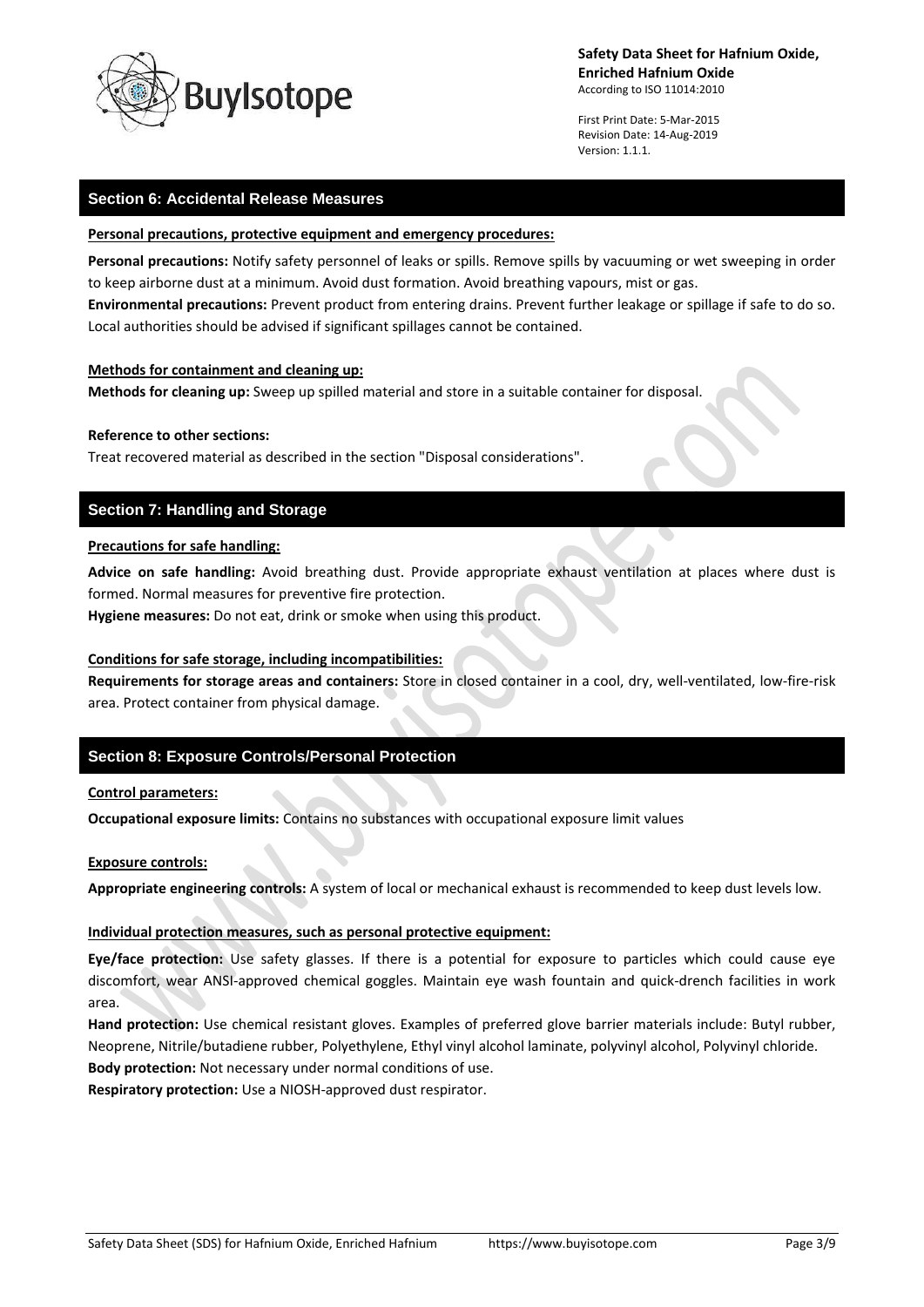## Section 6: Accidental Release Measures

**Personal precautions, protective equipment and emergency procedures:**

**Personal precautions:** Notify safety personnel of leaks or spills. Remove spills by vacuuming or wet sweeping in order to keep airborne dust at a minimum. Avoid dust formation. Avoid breathing vapours, mist or gas.
**Environmental precautions:** Prevent product from entering drains. Prevent further leakage or spillage if safe to do so. Local authorities should be advised if significant spillages cannot be contained.

**Methods for containment and cleaning up:**
**Methods for cleaning up:** Sweep up spilled material and store in a suitable container for disposal.

**Reference to other sections:**
Treat recovered material as described in the section "Disposal considerations".

## Section 7: Handling and Storage

**Precautions for safe handling:**

**Advice on safe handling:** Avoid breathing dust. Provide appropriate exhaust ventilation at places where dust is formed. Normal measures for preventive fire protection.
**Hygiene measures:** Do not eat, drink or smoke when using this product.

**Conditions for safe storage, including incompatibilities:**
**Requirements for storage areas and containers:** Store in closed container in a cool, dry, well-ventilated, low-fire-risk area. Protect container from physical damage.

## Section 8: Exposure Controls/Personal Protection

**Control parameters:**

**Occupational exposure limits:** Contains no substances with occupational exposure limit values

**Exposure controls:**

**Appropriate engineering controls:** A system of local or mechanical exhaust is recommended to keep dust levels low.

**Individual protection measures, such as personal protective equipment:**

**Eye/face protection:** Use safety glasses. If there is a potential for exposure to particles which could cause eye discomfort, wear ANSI-approved chemical goggles. Maintain eye wash fountain and quick-drench facilities in work area.
**Hand protection:** Use chemical resistant gloves. Examples of preferred glove barrier materials include: Butyl rubber, Neoprene, Nitrile/butadiene rubber, Polyethylene, Ethyl vinyl alcohol laminate, polyvinyl alcohol, Polyvinyl chloride.
**Body protection:** Not necessary under normal conditions of use.
**Respiratory protection:** Use a NIOSH-approved dust respirator.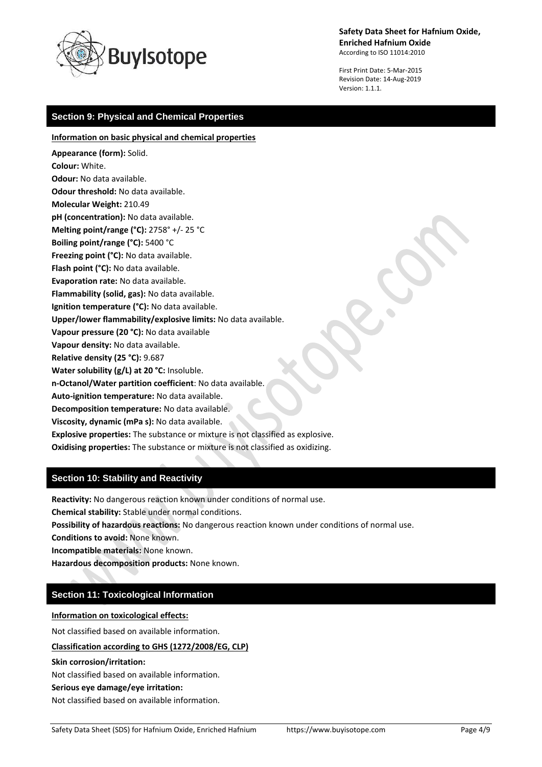## Section 9: Physical and Chemical Properties

**Information on basic physical and chemical properties**

**Appearance (form):** Solid.
**Colour:** White.
**Odour:** No data available.
**Odour threshold:** No data available.
**Molecular Weight:** 210.49
**pH (concentration):** No data available.
**Melting point/range (°C):** 2758° +/- 25 °C
**Boiling point/range (°C):** 5400 °C
**Freezing point (°C):** No data available.
**Flash point (°C):** No data available.
**Evaporation rate:** No data available.
**Flammability (solid, gas):** No data available.
**Ignition temperature (°C):** No data available.
**Upper/lower flammability/explosive limits:** No data available.
**Vapour pressure (20 °C):** No data available
**Vapour density:** No data available.
**Relative density (25 °C):** 9.687
**Water solubility (g/L) at 20 °C:** Insoluble.
**n-Octanol/Water partition coefficient**: No data available.
**Auto-ignition temperature:** No data available.
**Decomposition temperature:** No data available.
**Viscosity, dynamic (mPa s):** No data available.
**Explosive properties:** The substance or mixture is not classified as explosive.
**Oxidising properties:** The substance or mixture is not classified as oxidizing.

## Section 10: Stability and Reactivity

**Reactivity:** No dangerous reaction known under conditions of normal use.
**Chemical stability:** Stable under normal conditions.
**Possibility of hazardous reactions:** No dangerous reaction known under conditions of normal use.
**Conditions to avoid:** None known.
**Incompatible materials:** None known.
**Hazardous decomposition products:** None known.

## Section 11: Toxicological Information

**Information on toxicological effects:**

Not classified based on available information.

**Classification according to GHS (1272/2008/EG, CLP)**

**Skin corrosion/irritation:**
Not classified based on available information.
**Serious eye damage/eye irritation:**
Not classified based on available information.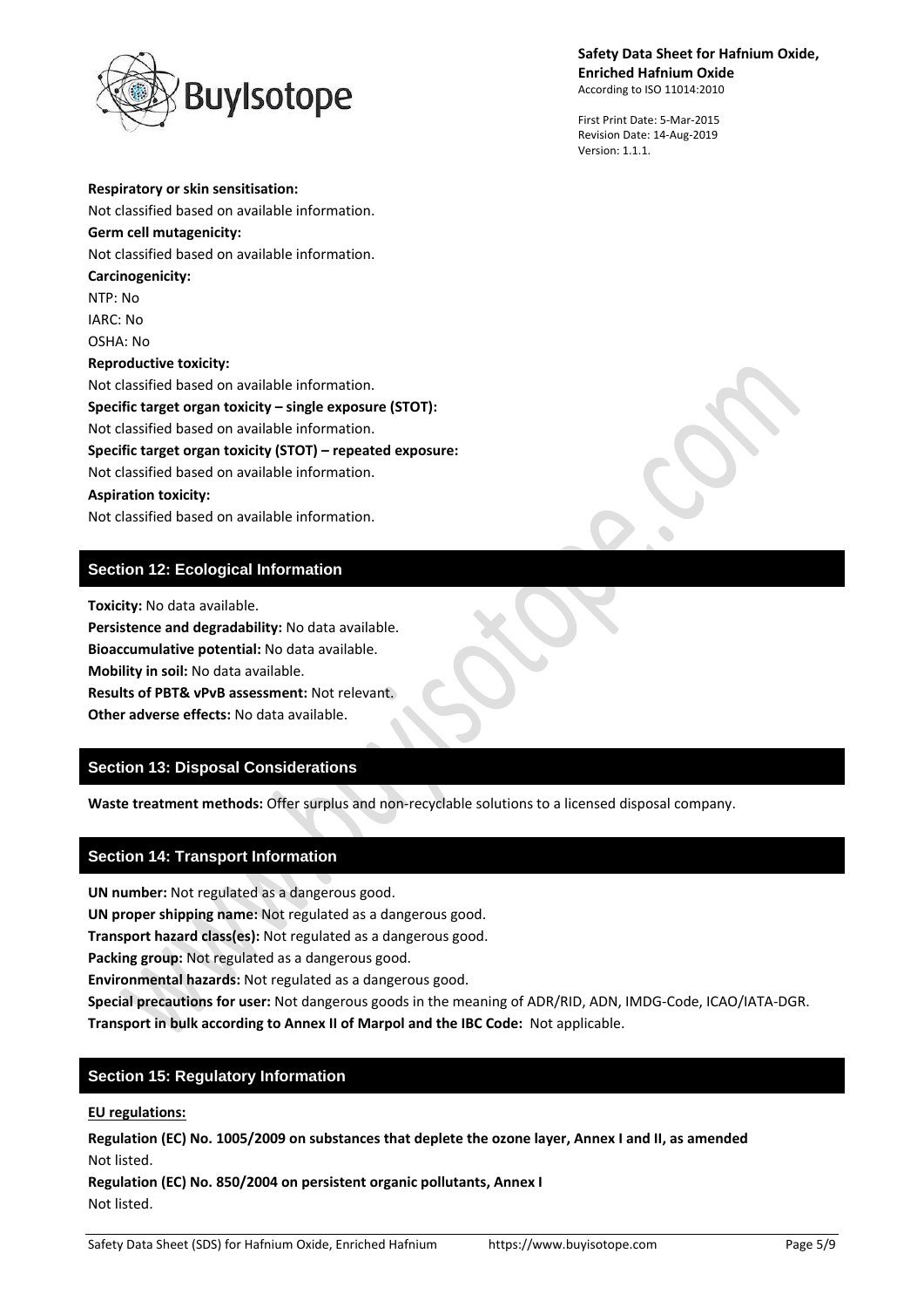**Respiratory or skin sensitisation:**
Not classified based on available information.

**Germ cell mutagenicity:**
Not classified based on available information.

**Carcinogenicity:**
NTP: No
IARC: No
OSHA: No

**Reproductive toxicity:**
Not classified based on available information.

**Specific target organ toxicity – single exposure (STOT):**
Not classified based on available information.

**Specific target organ toxicity (STOT) – repeated exposure:**
Not classified based on available information.

**Aspiration toxicity:**
Not classified based on available information.

## Section 12: Ecological Information

**Toxicity:** No data available.
**Persistence and degradability:** No data available.
**Bioaccumulative potential:** No data available.
**Mobility in soil:** No data available.
**Results of PBT& vPvB assessment:** Not relevant.
**Other adverse effects:** No data available.

## Section 13: Disposal Considerations

**Waste treatment methods:** Offer surplus and non-recyclable solutions to a licensed disposal company.

## Section 14: Transport Information

**UN number:** Not regulated as a dangerous good.
**UN proper shipping name:** Not regulated as a dangerous good.
**Transport hazard class(es):** Not regulated as a dangerous good.
**Packing group:** Not regulated as a dangerous good.
**Environmental hazards:** Not regulated as a dangerous good.
**Special precautions for user:** Not dangerous goods in the meaning of ADR/RID, ADN, IMDG-Code, ICAO/IATA-DGR.
**Transport in bulk according to Annex II of Marpol and the IBC Code:** Not applicable.

## Section 15: Regulatory Information

**EU regulations:**

**Regulation (EC) No. 1005/2009 on substances that deplete the ozone layer, Annex I and II, as amended**
Not listed.

**Regulation (EC) No. 850/2004 on persistent organic pollutants, Annex I**
Not listed.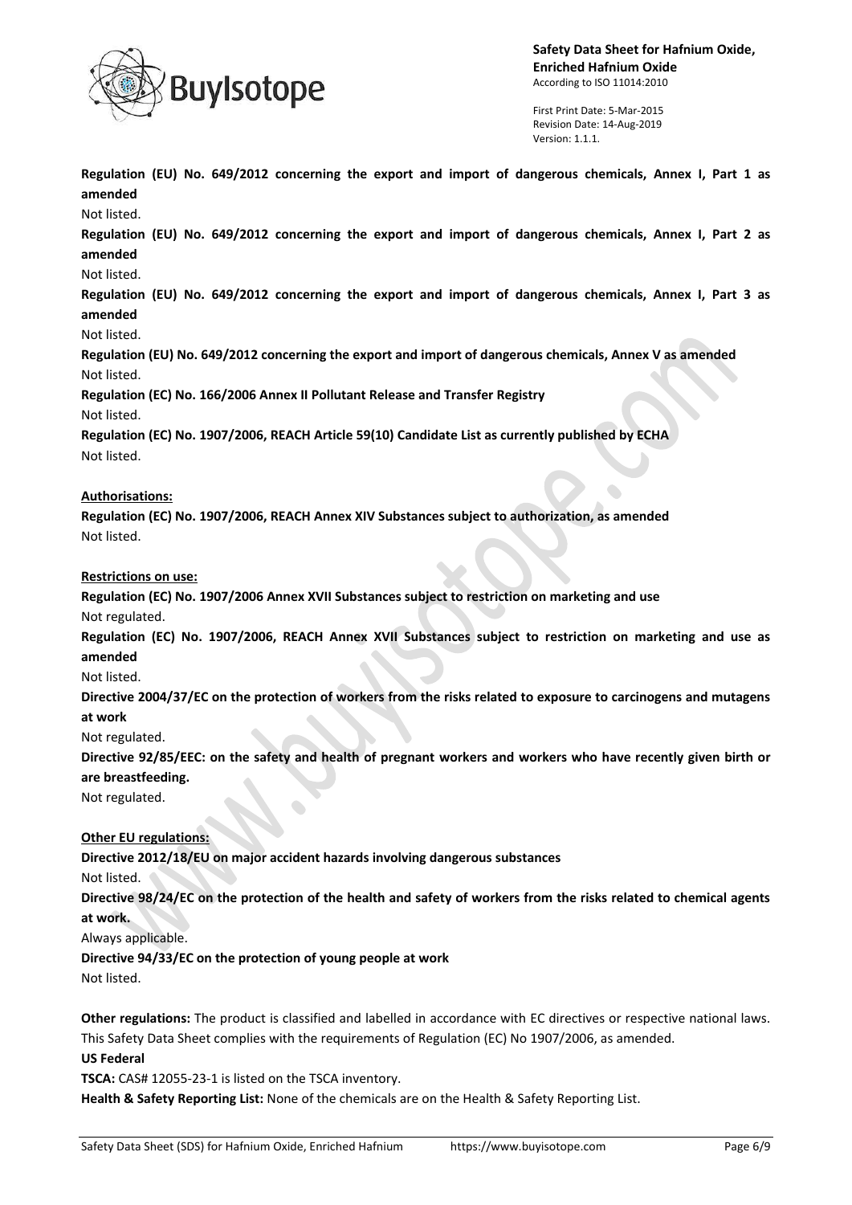**Regulation (EU) No. 649/2012 concerning the export and import of dangerous chemicals, Annex I, Part 1 as amended**

Not listed.

**Regulation (EU) No. 649/2012 concerning the export and import of dangerous chemicals, Annex I, Part 2 as amended**

Not listed.

**Regulation (EU) No. 649/2012 concerning the export and import of dangerous chemicals, Annex I, Part 3 as amended**

Not listed.

**Regulation (EU) No. 649/2012 concerning the export and import of dangerous chemicals, Annex V as amended**

Not listed.

**Regulation (EC) No. 166/2006 Annex II Pollutant Release and Transfer Registry**

Not listed.

**Regulation (EC) No. 1907/2006, REACH Article 59(10) Candidate List as currently published by ECHA**

Not listed.

**Authorisations:**

**Regulation (EC) No. 1907/2006, REACH Annex XIV Substances subject to authorization, as amended**

Not listed.

**Restrictions on use:**

**Regulation (EC) No. 1907/2006 Annex XVII Substances subject to restriction on marketing and use**

Not regulated.

**Regulation (EC) No. 1907/2006, REACH Annex XVII Substances subject to restriction on marketing and use as amended**

Not listed.

**Directive 2004/37/EC on the protection of workers from the risks related to exposure to carcinogens and mutagens at work**

Not regulated.

**Directive 92/85/EEC: on the safety and health of pregnant workers and workers who have recently given birth or are breastfeeding.**

Not regulated.

**Other EU regulations:**

**Directive 2012/18/EU on major accident hazards involving dangerous substances**

Not listed.

**Directive 98/24/EC on the protection of the health and safety of workers from the risks related to chemical agents at work.**

Always applicable.

**Directive 94/33/EC on the protection of young people at work**

Not listed.

**Other regulations:** The product is classified and labelled in accordance with EC directives or respective national laws. This Safety Data Sheet complies with the requirements of Regulation (EC) No 1907/2006, as amended.

**US Federal**

**TSCA:** CAS# 12055-23-1 is listed on the TSCA inventory.

**Health & Safety Reporting List:** None of the chemicals are on the Health & Safety Reporting List.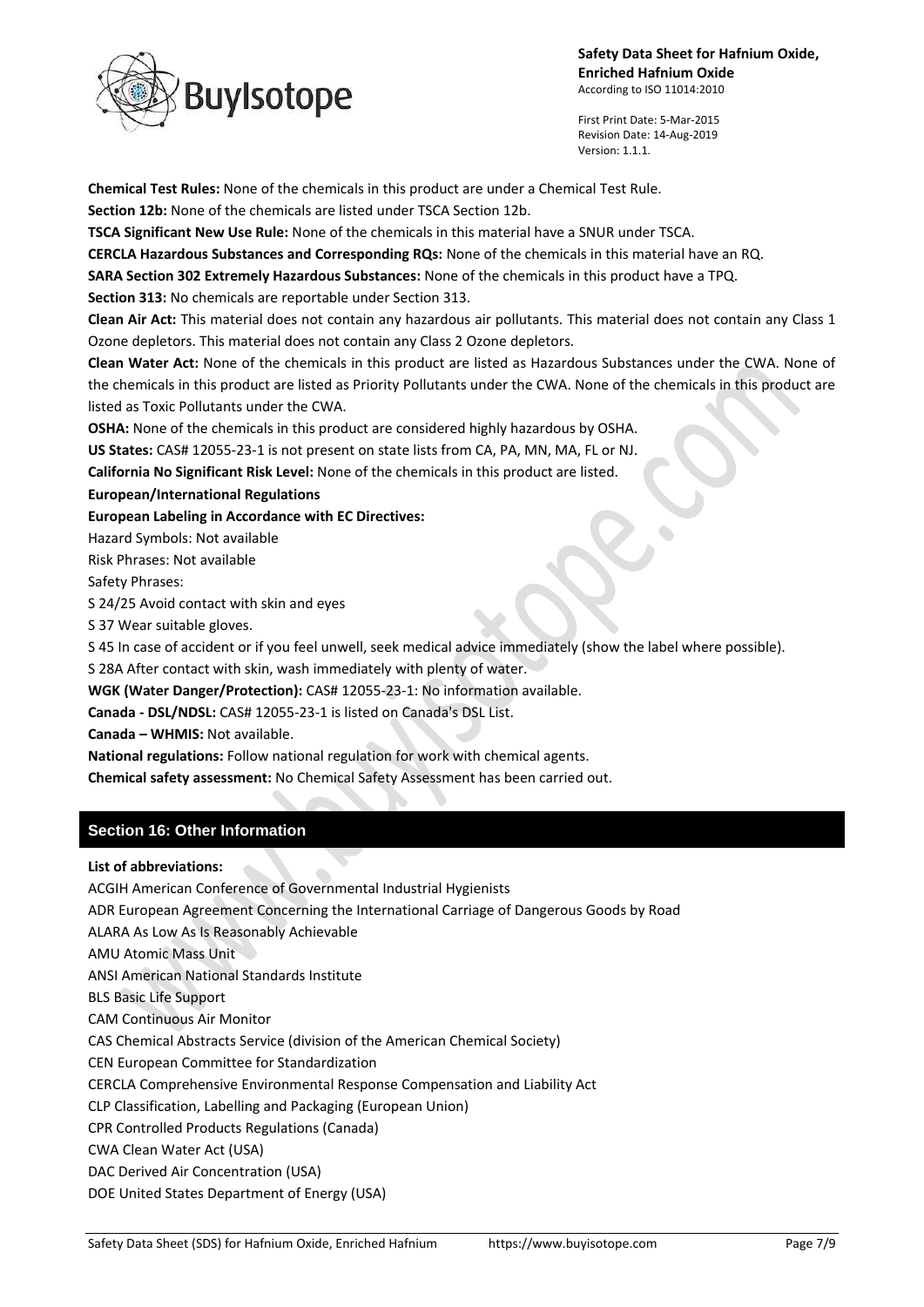**Chemical Test Rules:** None of the chemicals in this product are under a Chemical Test Rule.

**Section 12b:** None of the chemicals are listed under TSCA Section 12b.

**TSCA Significant New Use Rule:** None of the chemicals in this material have a SNUR under TSCA.

**CERCLA Hazardous Substances and Corresponding RQs:** None of the chemicals in this material have an RQ.

**SARA Section 302 Extremely Hazardous Substances:** None of the chemicals in this product have a TPQ.

**Section 313:** No chemicals are reportable under Section 313.

**Clean Air Act:** This material does not contain any hazardous air pollutants. This material does not contain any Class 1 Ozone depletors. This material does not contain any Class 2 Ozone depletors.

**Clean Water Act:** None of the chemicals in this product are listed as Hazardous Substances under the CWA. None of the chemicals in this product are listed as Priority Pollutants under the CWA. None of the chemicals in this product are listed as Toxic Pollutants under the CWA.

**OSHA:** None of the chemicals in this product are considered highly hazardous by OSHA.

**US States:** CAS# 12055-23-1 is not present on state lists from CA, PA, MN, MA, FL or NJ.

**California No Significant Risk Level:** None of the chemicals in this product are listed.

**European/International Regulations**

**European Labeling in Accordance with EC Directives:**

Hazard Symbols: Not available

Risk Phrases: Not available

Safety Phrases:

S 24/25 Avoid contact with skin and eyes

S 37 Wear suitable gloves.

S 45 In case of accident or if you feel unwell, seek medical advice immediately (show the label where possible).

S 28A After contact with skin, wash immediately with plenty of water.

**WGK (Water Danger/Protection):** CAS# 12055-23-1: No information available.

**Canada - DSL/NDSL:** CAS# 12055-23-1 is listed on Canada's DSL List.

**Canada – WHMIS:** Not available.

**National regulations:** Follow national regulation for work with chemical agents.

**Chemical safety assessment:** No Chemical Safety Assessment has been carried out.

## Section 16: Other Information

**List of abbreviations:**

ACGIH American Conference of Governmental Industrial Hygienists

ADR European Agreement Concerning the International Carriage of Dangerous Goods by Road

ALARA As Low As Is Reasonably Achievable

AMU Atomic Mass Unit

ANSI American National Standards Institute

BLS Basic Life Support

CAM Continuous Air Monitor

CAS Chemical Abstracts Service (division of the American Chemical Society)

CEN European Committee for Standardization

CERCLA Comprehensive Environmental Response Compensation and Liability Act

CLP Classification, Labelling and Packaging (European Union)

CPR Controlled Products Regulations (Canada)

CWA Clean Water Act (USA)

DAC Derived Air Concentration (USA)

DOE United States Department of Energy (USA)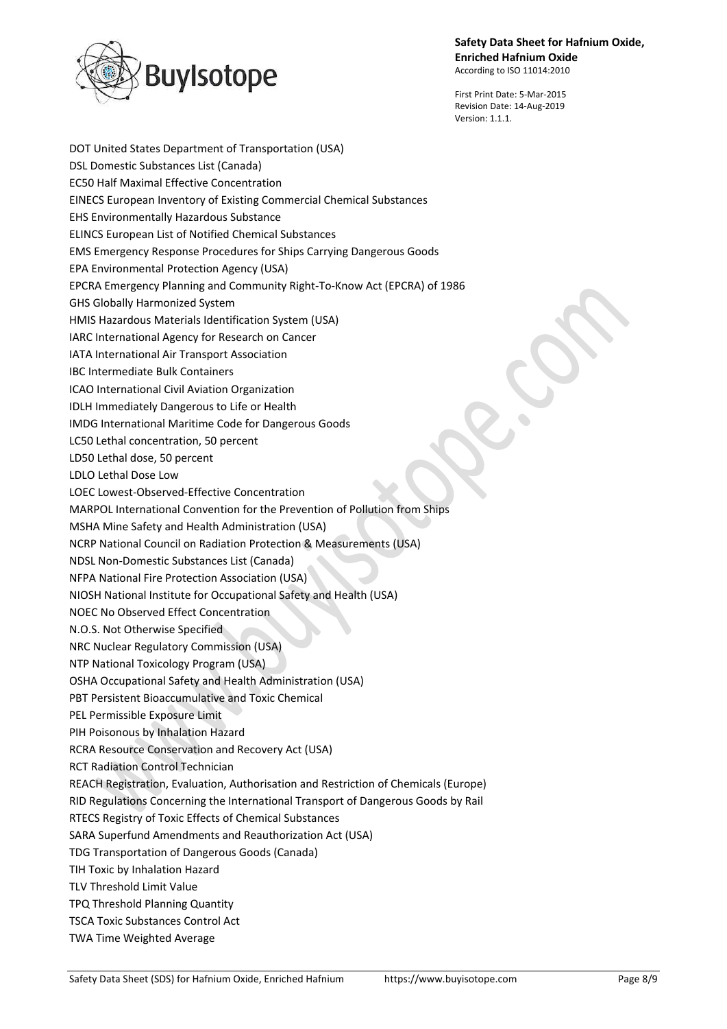DOT United States Department of Transportation (USA)
DSL Domestic Substances List (Canada)
EC50 Half Maximal Effective Concentration
EINECS European Inventory of Existing Commercial Chemical Substances
EHS Environmentally Hazardous Substance
ELINCS European List of Notified Chemical Substances
EMS Emergency Response Procedures for Ships Carrying Dangerous Goods
EPA Environmental Protection Agency (USA)
EPCRA Emergency Planning and Community Right-To-Know Act (EPCRA) of 1986
GHS Globally Harmonized System
HMIS Hazardous Materials Identification System (USA)
IARC International Agency for Research on Cancer
IATA International Air Transport Association
IBC Intermediate Bulk Containers
ICAO International Civil Aviation Organization
IDLH Immediately Dangerous to Life or Health
IMDG International Maritime Code for Dangerous Goods
LC50 Lethal concentration, 50 percent
LD50 Lethal dose, 50 percent
LDLO Lethal Dose Low
LOEC Lowest-Observed-Effective Concentration
MARPOL International Convention for the Prevention of Pollution from Ships
MSHA Mine Safety and Health Administration (USA)
NCRP National Council on Radiation Protection & Measurements (USA)
NDSL Non-Domestic Substances List (Canada)
NFPA National Fire Protection Association (USA)
NIOSH National Institute for Occupational Safety and Health (USA)
NOEC No Observed Effect Concentration
N.O.S. Not Otherwise Specified
NRC Nuclear Regulatory Commission (USA)
NTP National Toxicology Program (USA)
OSHA Occupational Safety and Health Administration (USA)
PBT Persistent Bioaccumulative and Toxic Chemical
PEL Permissible Exposure Limit
PIH Poisonous by Inhalation Hazard
RCRA Resource Conservation and Recovery Act (USA)
RCT Radiation Control Technician
REACH Registration, Evaluation, Authorisation and Restriction of Chemicals (Europe)
RID Regulations Concerning the International Transport of Dangerous Goods by Rail
RTECS Registry of Toxic Effects of Chemical Substances
SARA Superfund Amendments and Reauthorization Act (USA)
TDG Transportation of Dangerous Goods (Canada)
TIH Toxic by Inhalation Hazard
TLV Threshold Limit Value
TPQ Threshold Planning Quantity
TSCA Toxic Substances Control Act
TWA Time Weighted Average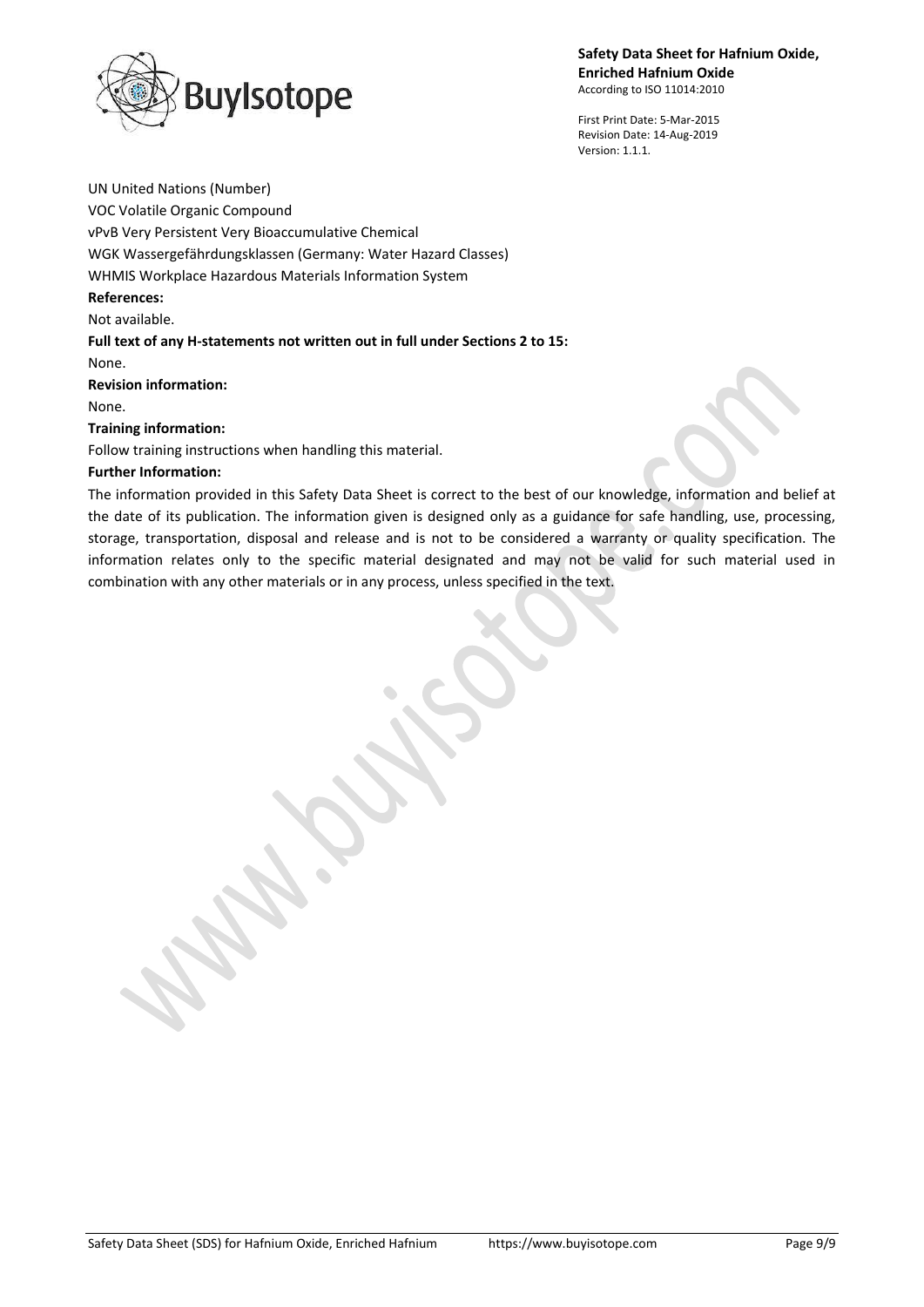UN United Nations (Number)

VOC Volatile Organic Compound

vPvB Very Persistent Very Bioaccumulative Chemical

WGK Wassergefährdungsklassen (Germany: Water Hazard Classes)

WHMIS Workplace Hazardous Materials Information System

**References:**

Not available.

**Full text of any H-statements not written out in full under Sections 2 to 15:**

None.

**Revision information:**

None.

**Training information:**

Follow training instructions when handling this material.

**Further Information:**

The information provided in this Safety Data Sheet is correct to the best of our knowledge, information and belief at the date of its publication. The information given is designed only as a guidance for safe handling, use, processing, storage, transportation, disposal and release and is not to be considered a warranty or quality specification. The information relates only to the specific material designated and may not be valid for such material used in combination with any other materials or in any process, unless specified in the text.